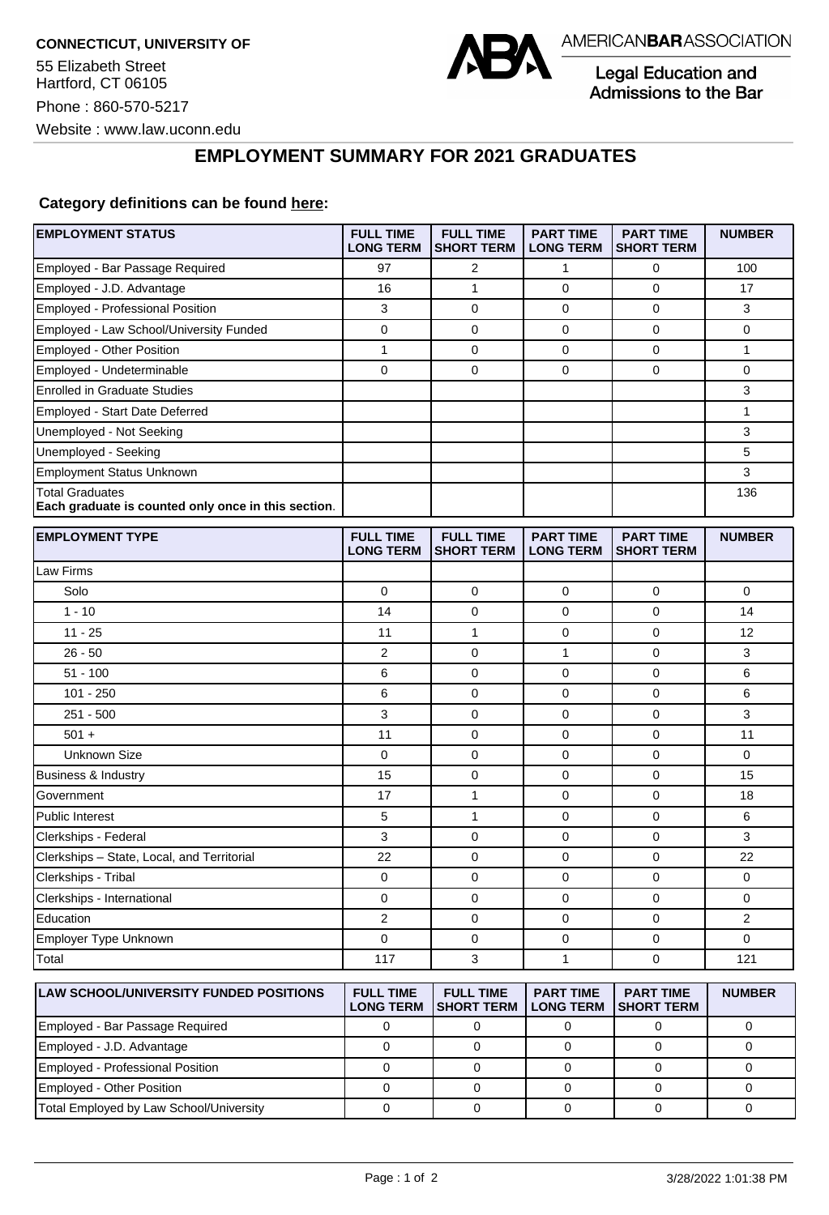**CONNECTICUT, UNIVERSITY OF**

55 Elizabeth Street
Hartford, CT 06105

Phone : 860-570-5217

Website : www.law.uconn.edu

AMERICAN**BAR**ASSOCIATION

Legal Education and Admissions to the Bar

## EMPLOYMENT SUMMARY FOR 2021 GRADUATES

**Category definitions can be found here:**

| EMPLOYMENT STATUS | FULL TIME LONG TERM | FULL TIME SHORT TERM | PART TIME LONG TERM | PART TIME SHORT TERM | NUMBER |
|---|---|---|---|---|---|
| Employed - Bar Passage Required | 97 | 2 | 1 | 0 | 100 |
| Employed - J.D. Advantage | 16 | 1 | 0 | 0 | 17 |
| Employed - Professional Position | 3 | 0 | 0 | 0 | 3 |
| Employed - Law School/University Funded | 0 | 0 | 0 | 0 | 0 |
| Employed - Other Position | 1 | 0 | 0 | 0 | 1 |
| Employed - Undeterminable | 0 | 0 | 0 | 0 | 0 |
| Enrolled in Graduate Studies | | | | | 3 |
| Employed - Start Date Deferred | | | | | 1 |
| Unemployed - Not Seeking | | | | | 3 |
| Unemployed - Seeking | | | | | 5 |
| Employment Status Unknown | | | | | 3 |
| Total Graduates **Each graduate is counted only once in this section**. | | | | | 136 |

| EMPLOYMENT TYPE | FULL TIME LONG TERM | FULL TIME SHORT TERM | PART TIME LONG TERM | PART TIME SHORT TERM | NUMBER |
|---|---|---|---|---|---|
| Law Firms | | | | | |
| Solo | 0 | 0 | 0 | 0 | 0 |
| 1 - 10 | 14 | 0 | 0 | 0 | 14 |
| 11 - 25 | 11 | 1 | 0 | 0 | 12 |
| 26 - 50 | 2 | 0 | 1 | 0 | 3 |
| 51 - 100 | 6 | 0 | 0 | 0 | 6 |
| 101 - 250 | 6 | 0 | 0 | 0 | 6 |
| 251 - 500 | 3 | 0 | 0 | 0 | 3 |
| 501 + | 11 | 0 | 0 | 0 | 11 |
| Unknown Size | 0 | 0 | 0 | 0 | 0 |
| Business & Industry | 15 | 0 | 0 | 0 | 15 |
| Government | 17 | 1 | 0 | 0 | 18 |
| Public Interest | 5 | 1 | 0 | 0 | 6 |
| Clerkships - Federal | 3 | 0 | 0 | 0 | 3 |
| Clerkships – State, Local, and Territorial | 22 | 0 | 0 | 0 | 22 |
| Clerkships - Tribal | 0 | 0 | 0 | 0 | 0 |
| Clerkships - International | 0 | 0 | 0 | 0 | 0 |
| Education | 2 | 0 | 0 | 0 | 2 |
| Employer Type Unknown | 0 | 0 | 0 | 0 | 0 |
| Total | 117 | 3 | 1 | 0 | 121 |

| LAW SCHOOL/UNIVERSITY FUNDED POSITIONS | FULL TIME LONG TERM | FULL TIME SHORT TERM | PART TIME LONG TERM | PART TIME SHORT TERM | NUMBER |
|---|---|---|---|---|---|
| Employed - Bar Passage Required | 0 | 0 | 0 | 0 | 0 |
| Employed - J.D. Advantage | 0 | 0 | 0 | 0 | 0 |
| Employed - Professional Position | 0 | 0 | 0 | 0 | 0 |
| Employed - Other Position | 0 | 0 | 0 | 0 | 0 |
| Total Employed by Law School/University | 0 | 0 | 0 | 0 | 0 |

3/28/2022 1:01:38 PM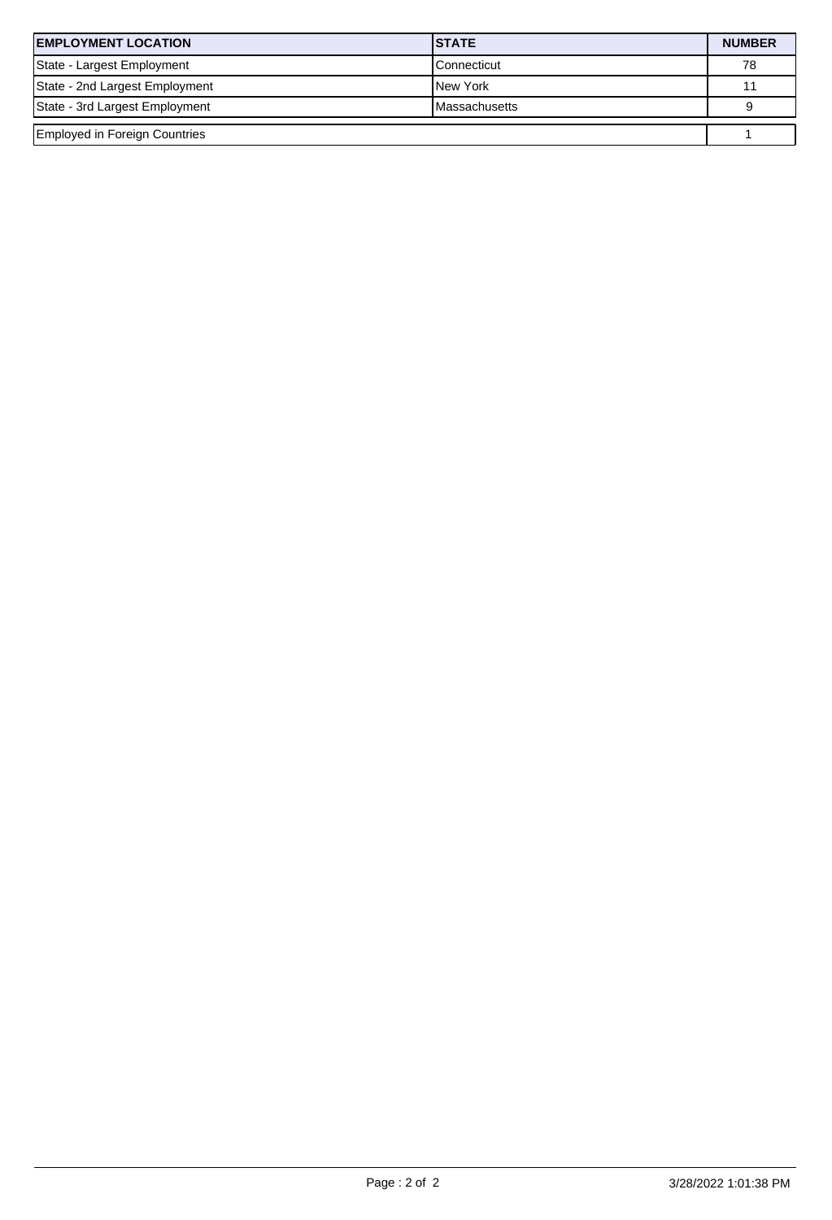| EMPLOYMENT LOCATION | STATE | NUMBER |
|---|---|---|
| State - Largest Employment | Connecticut | 78 |
| State - 2nd Largest Employment | New York | 11 |
| State - 3rd Largest Employment | Massachusetts | 9 |
| Employed in Foreign Countries | | 1 |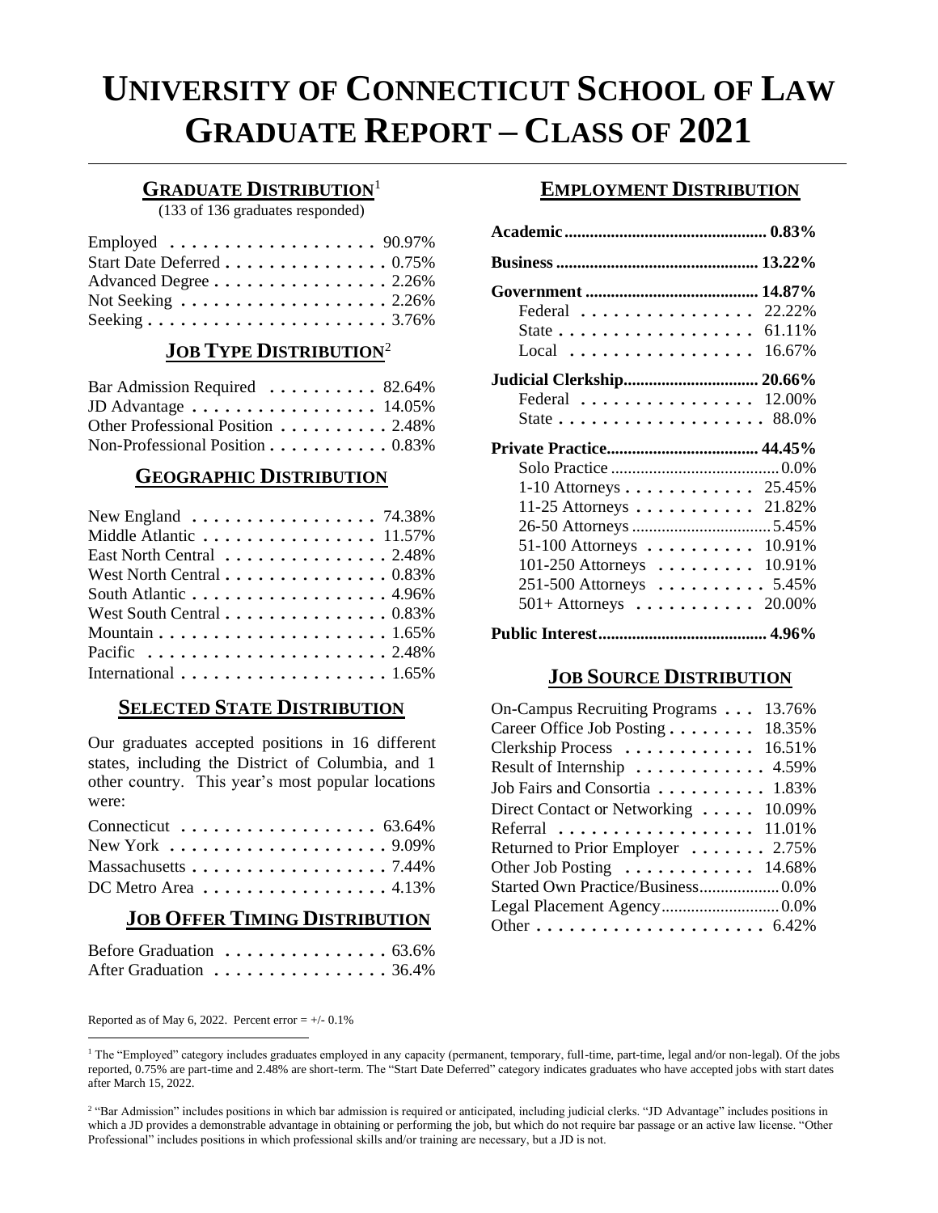# UNIVERSITY OF CONNECTICUT SCHOOL OF LAW GRADUATE REPORT – CLASS OF 2021

## GRADUATE DISTRIBUTION[1]

(133 of 136 graduates responded)

| Category | Percent |
|---|---|
| Employed | 90.97% |
| Start Date Deferred | 0.75% |
| Advanced Degree | 2.26% |
| Not Seeking | 2.26% |
| Seeking | 3.76% |

## JOB TYPE DISTRIBUTION[2]

| Category | Percent |
|---|---|
| Bar Admission Required | 82.64% |
| JD Advantage | 14.05% |
| Other Professional Position | 2.48% |
| Non-Professional Position | 0.83% |

## GEOGRAPHIC DISTRIBUTION

| Region | Percent |
|---|---|
| New England | 74.38% |
| Middle Atlantic | 11.57% |
| East North Central | 2.48% |
| West North Central | 0.83% |
| South Atlantic | 4.96% |
| West South Central | 0.83% |
| Mountain | 1.65% |
| Pacific | 2.48% |
| International | 1.65% |

## SELECTED STATE DISTRIBUTION

Our graduates accepted positions in 16 different states, including the District of Columbia, and 1 other country. This year's most popular locations were:

| Location | Percent |
|---|---|
| Connecticut | 63.64% |
| New York | 9.09% |
| Massachusetts | 7.44% |
| DC Metro Area | 4.13% |

## JOB OFFER TIMING DISTRIBUTION

| Timing | Percent |
|---|---|
| Before Graduation | 63.6% |
| After Graduation | 36.4% |

## EMPLOYMENT DISTRIBUTION

| Category | Percent |
|---|---|
| **Academic** | **0.83%** |
| **Business** | **13.22%** |
| **Government** | **14.87%** |
| Federal | 22.22% |
| State | 61.11% |
| Local | 16.67% |
| **Judicial Clerkship** | **20.66%** |
| Federal | 12.00% |
| State | 88.0% |
| **Private Practice** | **44.45%** |
| Solo Practice | 0.0% |
| 1-10 Attorneys | 25.45% |
| 11-25 Attorneys | 21.82% |
| 26-50 Attorneys | 5.45% |
| 51-100 Attorneys | 10.91% |
| 101-250 Attorneys | 10.91% |
| 251-500 Attorneys | 5.45% |
| 501+ Attorneys | 20.00% |
| **Public Interest** | **4.96%** |

## JOB SOURCE DISTRIBUTION

| Source | Percent |
|---|---|
| On-Campus Recruiting Programs | 13.76% |
| Career Office Job Posting | 18.35% |
| Clerkship Process | 16.51% |
| Result of Internship | 4.59% |
| Job Fairs and Consortia | 1.83% |
| Direct Contact or Networking | 10.09% |
| Referral | 11.01% |
| Returned to Prior Employer | 2.75% |
| Other Job Posting | 14.68% |
| Started Own Practice/Business | 0.0% |
| Legal Placement Agency | 0.0% |
| Other | 6.42% |

Reported as of May 6, 2022. Percent error = +/- 0.1%

[1] The "Employed" category includes graduates employed in any capacity (permanent, temporary, full-time, part-time, legal and/or non-legal). Of the jobs reported, 0.75% are part-time and 2.48% are short-term. The "Start Date Deferred" category indicates graduates who have accepted jobs with start dates after March 15, 2022.

[2] "Bar Admission" includes positions in which bar admission is required or anticipated, including judicial clerks. "JD Advantage" includes positions in which a JD provides a demonstrable advantage in obtaining or performing the job, but which do not require bar passage or an active law license. "Other Professional" includes positions in which professional skills and/or training are necessary, but a JD is not.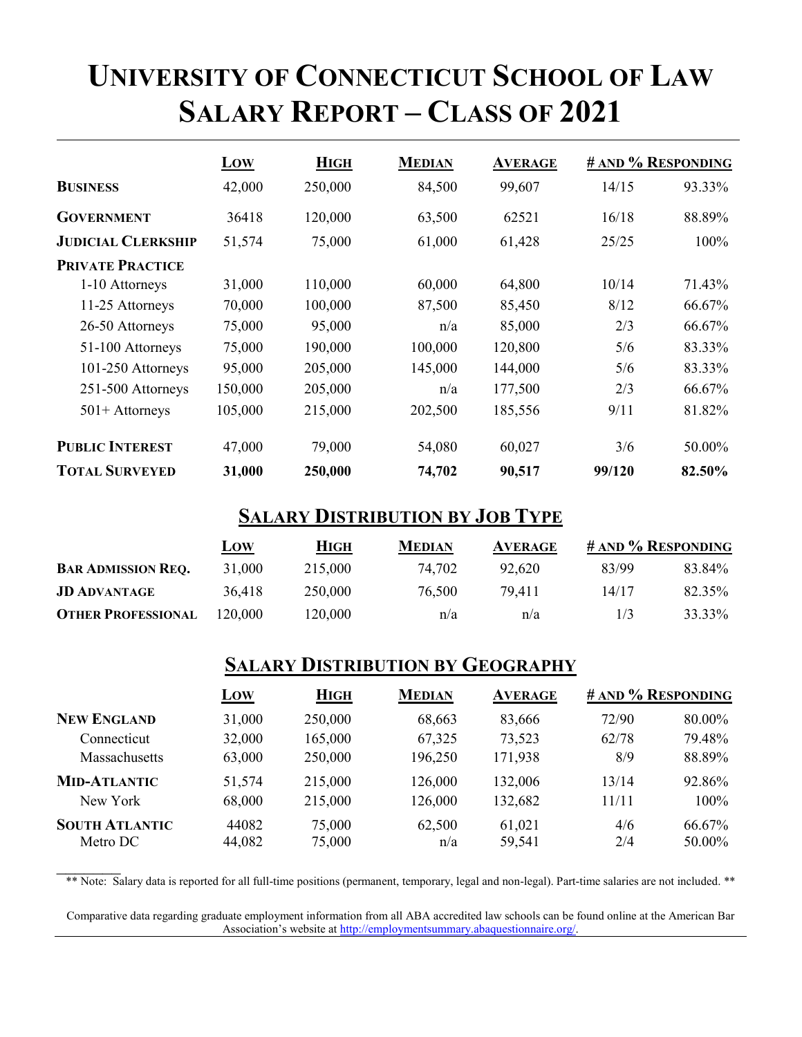# University of Connecticut School of Law Salary Report – Class of 2021

| | Low | High | Median | Average | # and % Responding | |
|---|---|---|---|---|---|---|
| **Business** | 42,000 | 250,000 | 84,500 | 99,607 | 14/15 | 93.33% |
| **Government** | 36418 | 120,000 | 63,500 | 62521 | 16/18 | 88.89% |
| **Judicial Clerkship** | 51,574 | 75,000 | 61,000 | 61,428 | 25/25 | 100% |
| **Private Practice** | | | | | | |
| 1-10 Attorneys | 31,000 | 110,000 | 60,000 | 64,800 | 10/14 | 71.43% |
| 11-25 Attorneys | 70,000 | 100,000 | 87,500 | 85,450 | 8/12 | 66.67% |
| 26-50 Attorneys | 75,000 | 95,000 | n/a | 85,000 | 2/3 | 66.67% |
| 51-100 Attorneys | 75,000 | 190,000 | 100,000 | 120,800 | 5/6 | 83.33% |
| 101-250 Attorneys | 95,000 | 205,000 | 145,000 | 144,000 | 5/6 | 83.33% |
| 251-500 Attorneys | 150,000 | 205,000 | n/a | 177,500 | 2/3 | 66.67% |
| 501+ Attorneys | 105,000 | 215,000 | 202,500 | 185,556 | 9/11 | 81.82% |
| **Public Interest** | 47,000 | 79,000 | 54,080 | 60,027 | 3/6 | 50.00% |
| **Total Surveyed** | **31,000** | **250,000** | **74,702** | **90,517** | **99/120** | **82.50%** |

## Salary Distribution by Job Type

| | Low | High | Median | Average | # and % Responding | |
|---|---|---|---|---|---|---|
| **Bar Admission Req.** | 31,000 | 215,000 | 74,702 | 92,620 | 83/99 | 83.84% |
| **JD Advantage** | 36,418 | 250,000 | 76,500 | 79,411 | 14/17 | 82.35% |
| **Other Professional** | 120,000 | 120,000 | n/a | n/a | 1/3 | 33.33% |

## Salary Distribution by Geography

| | Low | High | Median | Average | # and % Responding | |
|---|---|---|---|---|---|---|
| **New England** | 31,000 | 250,000 | 68,663 | 83,666 | 72/90 | 80.00% |
| Connecticut | 32,000 | 165,000 | 67,325 | 73,523 | 62/78 | 79.48% |
| Massachusetts | 63,000 | 250,000 | 196,250 | 171,938 | 8/9 | 88.89% |
| **Mid-Atlantic** | 51,574 | 215,000 | 126,000 | 132,006 | 13/14 | 92.86% |
| New York | 68,000 | 215,000 | 126,000 | 132,682 | 11/11 | 100% |
| **South Atlantic** | 44082 | 75,000 | 62,500 | 61,021 | 4/6 | 66.67% |
| Metro DC | 44,082 | 75,000 | n/a | 59,541 | 2/4 | 50.00% |

** Note: Salary data is reported for all full-time positions (permanent, temporary, legal and non-legal). Part-time salaries are not included. **

Comparative data regarding graduate employment information from all ABA accredited law schools can be found online at the American Bar Association's website at http://employmentsummary.abaquestionnaire.org/.